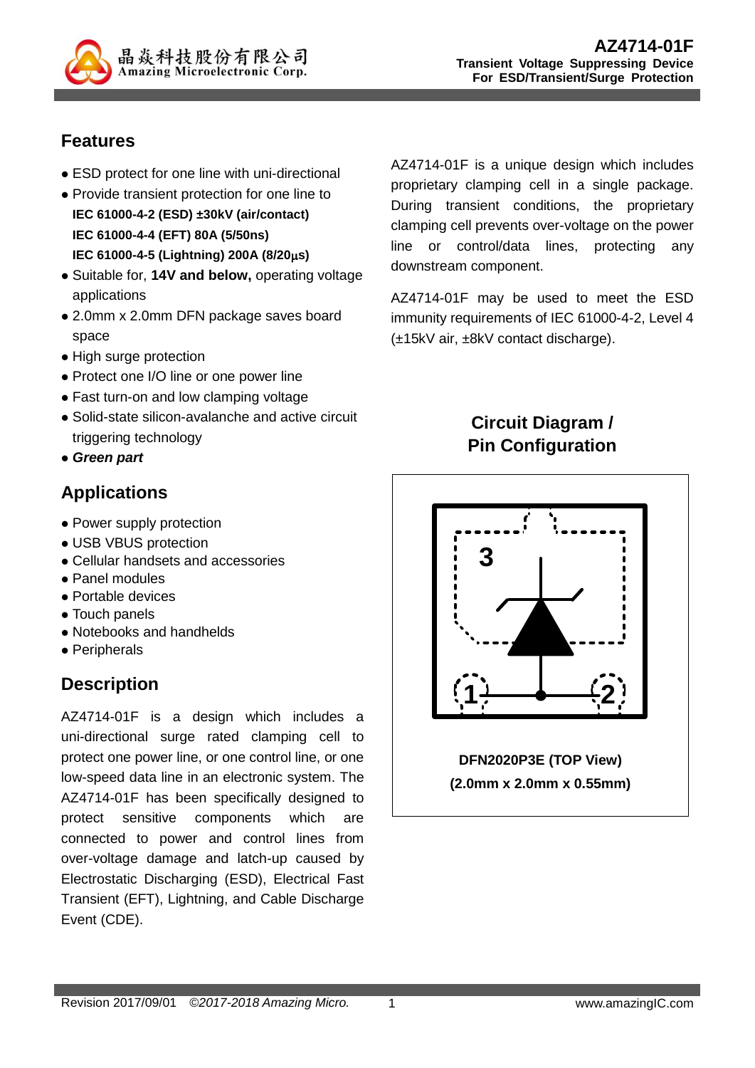# AZ4714-01F

**Transient Voltage Suppressing Device For ESD/Transient/Surge Protection**

## Features

- ESD protect for one line with uni-directional
- Provide transient protection for one line to  
  **IEC 61000-4-2 (ESD) ±30kV (air/contact)**  
  **IEC 61000-4-4 (EFT) 80A (5/50ns)**  
  **IEC 61000-4-5 (Lightning) 200A (8/20μs)**
- Suitable for, **14V and below,** operating voltage applications
- 2.0mm x 2.0mm DFN package saves board space
- High surge protection
- Protect one I/O line or one power line
- Fast turn-on and low clamping voltage
- Solid-state silicon-avalanche and active circuit triggering technology
- ***Green part***

## Applications

- Power supply protection
- USB VBUS protection
- Cellular handsets and accessories
- Panel modules
- Portable devices
- Touch panels
- Notebooks and handhelds
- Peripherals

## Description

AZ4714-01F is a design which includes a uni-directional surge rated clamping cell to protect one power line, or one control line, or one low-speed data line in an electronic system. The AZ4714-01F has been specifically designed to protect sensitive components which are connected to power and control lines from over-voltage damage and latch-up caused by Electrostatic Discharging (ESD), Electrical Fast Transient (EFT), Lightning, and Cable Discharge Event (CDE).

AZ4714-01F is a unique design which includes proprietary clamping cell in a single package. During transient conditions, the proprietary clamping cell prevents over-voltage on the power line or control/data lines, protecting any downstream component.

AZ4714-01F may be used to meet the ESD immunity requirements of IEC 61000-4-2, Level 4 (±15kV air, ±8kV contact discharge).

## Circuit Diagram / Pin Configuration

3

1 2

**DFN2020P3E (TOP View)**

**(2.0mm x 2.0mm x 0.55mm)**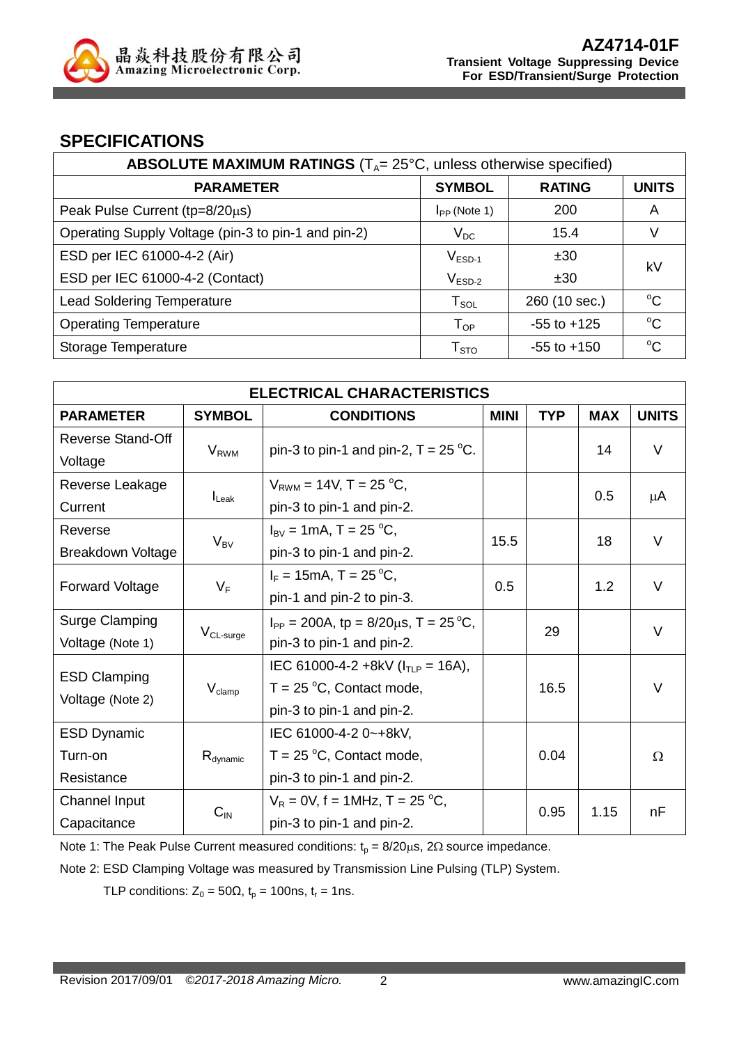## SPECIFICATIONS

| ABSOLUTE MAXIMUM RATINGS ($T_A$= 25°C, unless otherwise specified) | | | |
|---|---|---|---|
| **PARAMETER** | **SYMBOL** | **RATING** | **UNITS** |
| Peak Pulse Current (tp=8/20μs) | $I_{PP}$ (Note 1) | 200 | A |
| Operating Supply Voltage (pin-3 to pin-1 and pin-2) | $V_{DC}$ | 15.4 | V |
| ESD per IEC 61000-4-2 (Air) | $V_{ESD-1}$ | ±30 | kV |
| ESD per IEC 61000-4-2 (Contact) | $V_{ESD-2}$ | ±30 | kV |
| Lead Soldering Temperature | $T_{SOL}$ | 260 (10 sec.) | °C |
| Operating Temperature | $T_{OP}$ | -55 to +125 | °C |
| Storage Temperature | $T_{STO}$ | -55 to +150 | °C |

| ELECTRICAL CHARACTERISTICS | | | | | | |
|---|---|---|---|---|---|---|
| **PARAMETER** | **SYMBOL** | **CONDITIONS** | **MINI** | **TYP** | **MAX** | **UNITS** |
| Reverse Stand-Off Voltage | $V_{RWM}$ | pin-3 to pin-1 and pin-2, T = 25 °C. | | | 14 | V |
| Reverse Leakage Current | $I_{Leak}$ | $V_{RWM}$ = 14V, T = 25 °C, pin-3 to pin-1 and pin-2. | | | 0.5 | μA |
| Reverse Breakdown Voltage | $V_{BV}$ | $I_{BV}$ = 1mA, T = 25 °C, pin-3 to pin-1 and pin-2. | 15.5 | | 18 | V |
| Forward Voltage | $V_F$ | $I_F$ = 15mA, T = 25 °C, pin-1 and pin-2 to pin-3. | 0.5 | | 1.2 | V |
| Surge Clamping Voltage (Note 1) | $V_{CL-surge}$ | $I_{PP}$ = 200A, tp = 8/20μs, T = 25 °C, pin-3 to pin-1 and pin-2. | | 29 | | V |
| ESD Clamping Voltage (Note 2) | $V_{clamp}$ | IEC 61000-4-2 +8kV ($I_{TLP}$ = 16A), T = 25 °C, Contact mode, pin-3 to pin-1 and pin-2. | | 16.5 | | V |
| ESD Dynamic Turn-on Resistance | $R_{dynamic}$ | IEC 61000-4-2 0~+8kV, T = 25 °C, Contact mode, pin-3 to pin-1 and pin-2. | | 0.04 | | Ω |
| Channel Input Capacitance | $C_{IN}$ | $V_R$ = 0V, f = 1MHz, T = 25 °C, pin-3 to pin-1 and pin-2. | | 0.95 | 1.15 | nF |

Note 1: The Peak Pulse Current measured conditions: $t_p$ = 8/20μs, 2Ω source impedance.

Note 2: ESD Clamping Voltage was measured by Transmission Line Pulsing (TLP) System.

TLP conditions: $Z_0$ = 50Ω, $t_p$ = 100ns, $t_r$ = 1ns.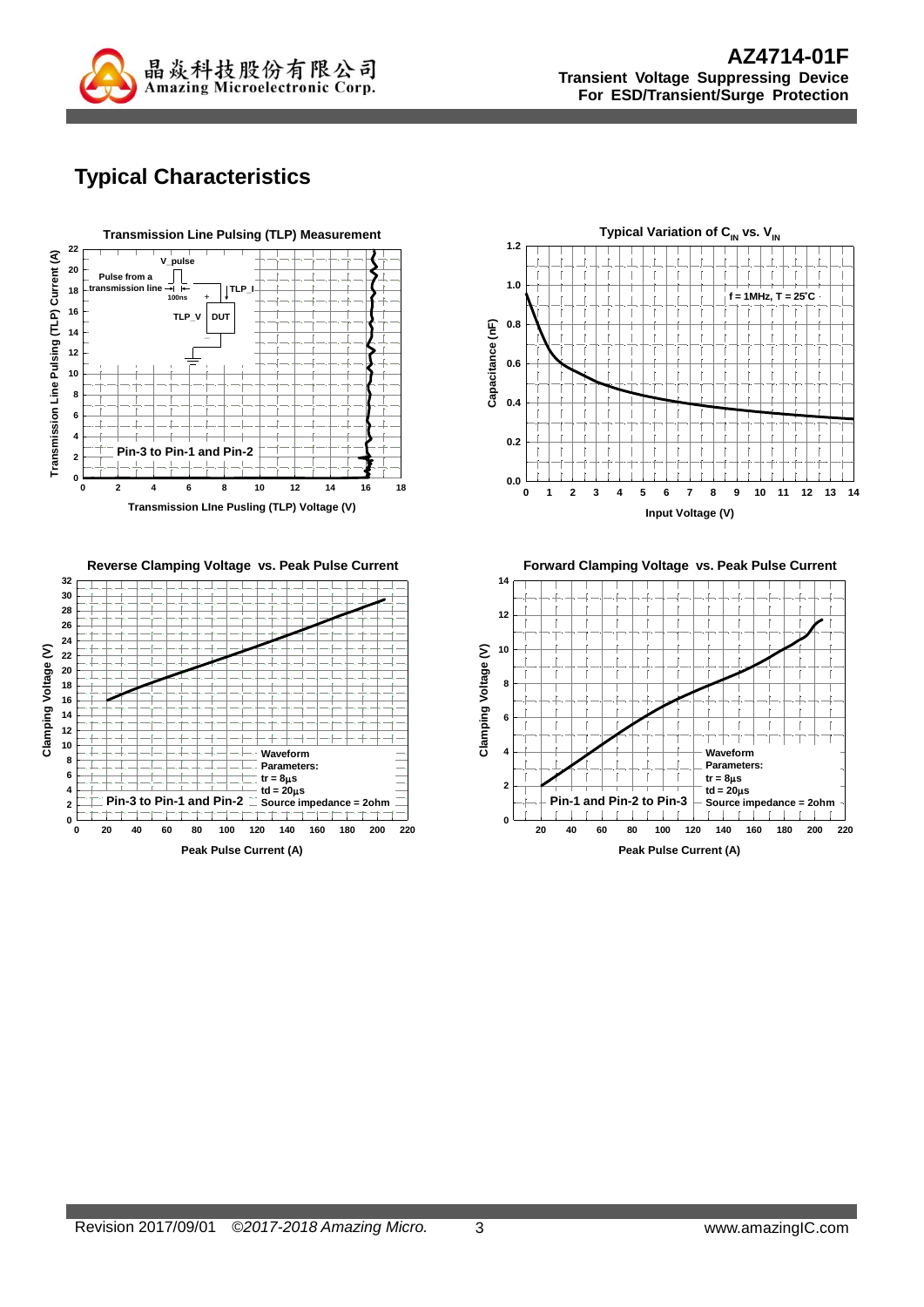## Typical Characteristics

**Transmission Line Pulsing (TLP) Measurement**

Pulse from a transmission line, 100ns, V_pulse, TLP_I, TLP_V, DUT

Pin-3 to Pin-1 and Pin-2

Transmission Line Pulsing (TLP) Current (A)

Transmission LIne Pusling (TLP) Voltage (V)

**Typical Variation of $C_{IN}$ vs. $V_{IN}$**

f = 1MHz, T = 25°C

Capacitance (nF)

Input Voltage (V)

**Reverse Clamping Voltage vs. Peak Pulse Current**

Pin-3 to Pin-1 and Pin-2

Waveform Parameters:
tr = 8µs
td = 20µs
Source impedance = 2ohm

Clamping Voltage (V)

Peak Pulse Current (A)

**Forward Clamping Voltage vs. Peak Pulse Current**

Pin-1 and Pin-2 to Pin-3

Waveform Parameters:
tr = 8µs
td = 20µs
Source impedance = 2ohm

Clamping Voltage (V)

Peak Pulse Current (A)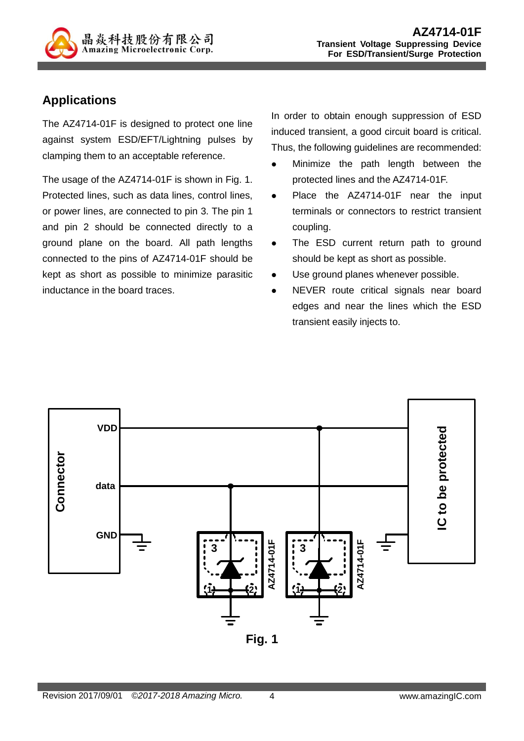## Applications

The AZ4714-01F is designed to protect one line against system ESD/EFT/Lightning pulses by clamping them to an acceptable reference.

The usage of the AZ4714-01F is shown in Fig. 1. Protected lines, such as data lines, control lines, or power lines, are connected to pin 3. The pin 1 and pin 2 should be connected directly to a ground plane on the board. All path lengths connected to the pins of AZ4714-01F should be kept as short as possible to minimize parasitic inductance in the board traces.

In order to obtain enough suppression of ESD induced transient, a good circuit board is critical. Thus, the following guidelines are recommended:

- Minimize the path length between the protected lines and the AZ4714-01F.
- Place the AZ4714-01F near the input terminals or connectors to restrict transient coupling.
- The ESD current return path to ground should be kept as short as possible.
- Use ground planes whenever possible.
- NEVER route critical signals near board edges and near the lines which the ESD transient easily injects to.

**Fig. 1**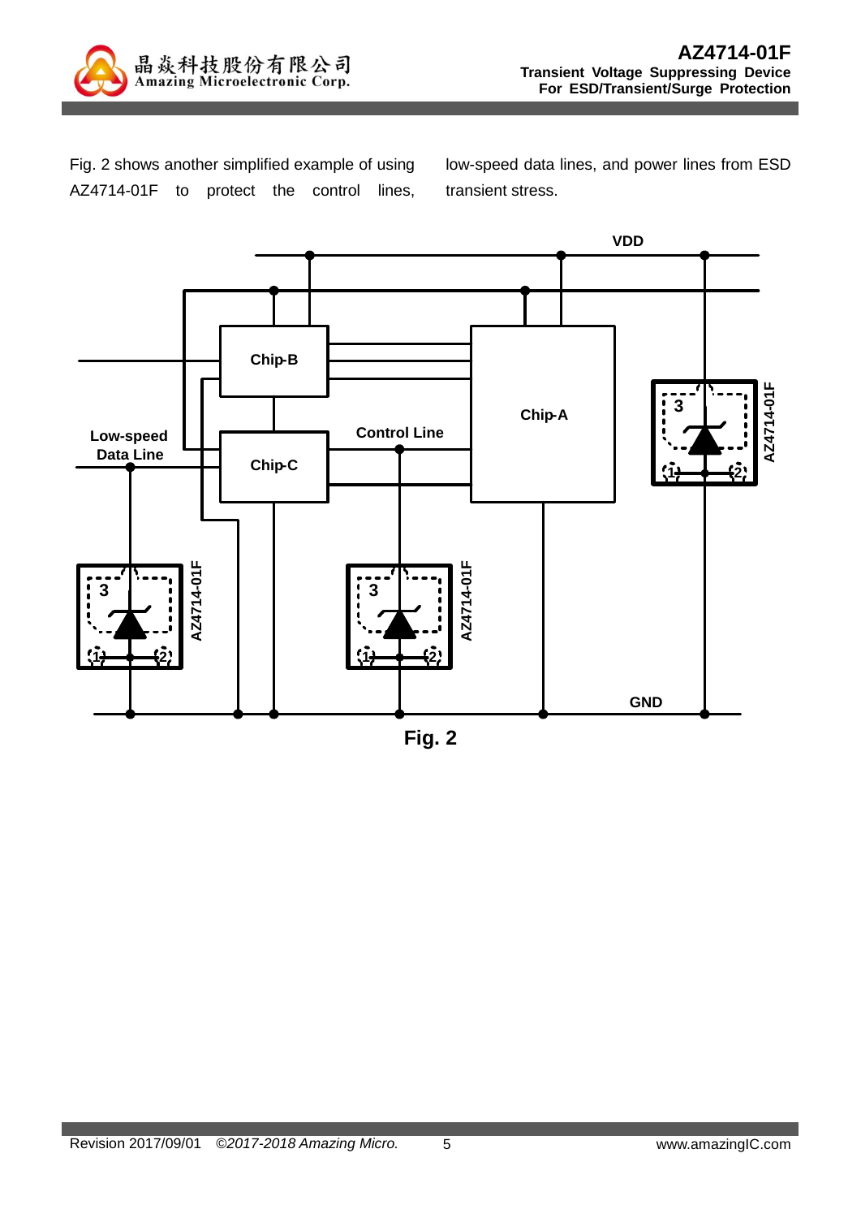Fig. 2 shows another simplified example of using AZ4714-01F to protect the control lines, low-speed data lines, and power lines from ESD transient stress.

Fig. 2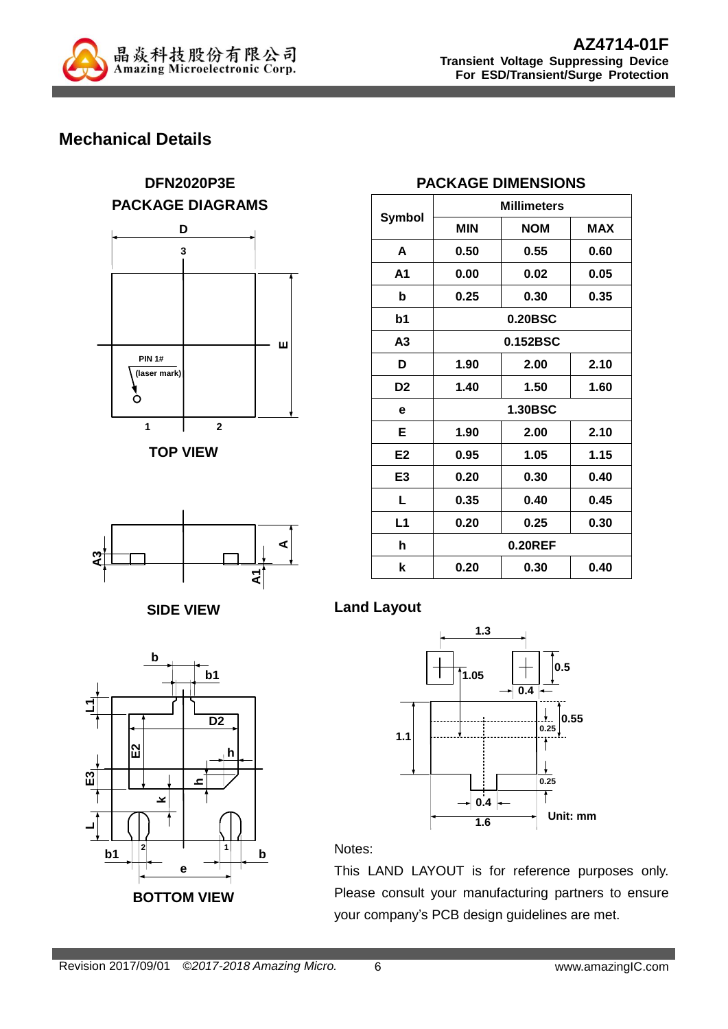## Mechanical Details

### DFN2020P3E PACKAGE DIAGRAMS

TOP VIEW

SIDE VIEW

BOTTOM VIEW

### PACKAGE DIMENSIONS

| Symbol | Millimeters | | |
|---|---|---|---|
| | MIN | NOM | MAX |
| A | 0.50 | 0.55 | 0.60 |
| A1 | 0.00 | 0.02 | 0.05 |
| b | 0.25 | 0.30 | 0.35 |
| b1 | 0.20BSC | | |
| A3 | 0.152BSC | | |
| D | 1.90 | 2.00 | 2.10 |
| D2 | 1.40 | 1.50 | 1.60 |
| e | 1.30BSC | | |
| E | 1.90 | 2.00 | 2.10 |
| E2 | 0.95 | 1.05 | 1.15 |
| E3 | 0.20 | 0.30 | 0.40 |
| L | 0.35 | 0.40 | 0.45 |
| L1 | 0.20 | 0.25 | 0.30 |
| h | 0.20REF | | |
| k | 0.20 | 0.30 | 0.40 |

### Land Layout

Unit: mm

Notes:

This LAND LAYOUT is for reference purposes only. Please consult your manufacturing partners to ensure your company's PCB design guidelines are met.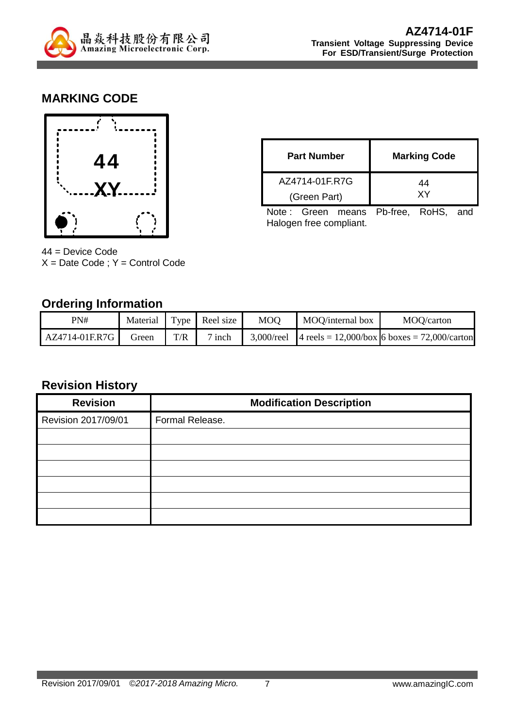## MARKING CODE

44
XY

44 = Device Code
X = Date Code ; Y = Control Code

| Part Number | Marking Code |
|---|---|
| AZ4714-01F.R7G (Green Part) | 44 XY |

Note : Green means Pb-free, RoHS, and Halogen free compliant.

## Ordering Information

| PN# | Material | Type | Reel size | MOQ | MOQ/internal box | MOQ/carton |
|---|---|---|---|---|---|---|
| AZ4714-01F.R7G | Green | T/R | 7 inch | 3,000/reel | 4 reels = 12,000/box | 6 boxes = 72,000/carton |

## Revision History

| Revision | Modification Description |
|---|---|
| Revision 2017/09/01 | Formal Release. |
| | |
| | |
| | |
| | |
| | |
| | |